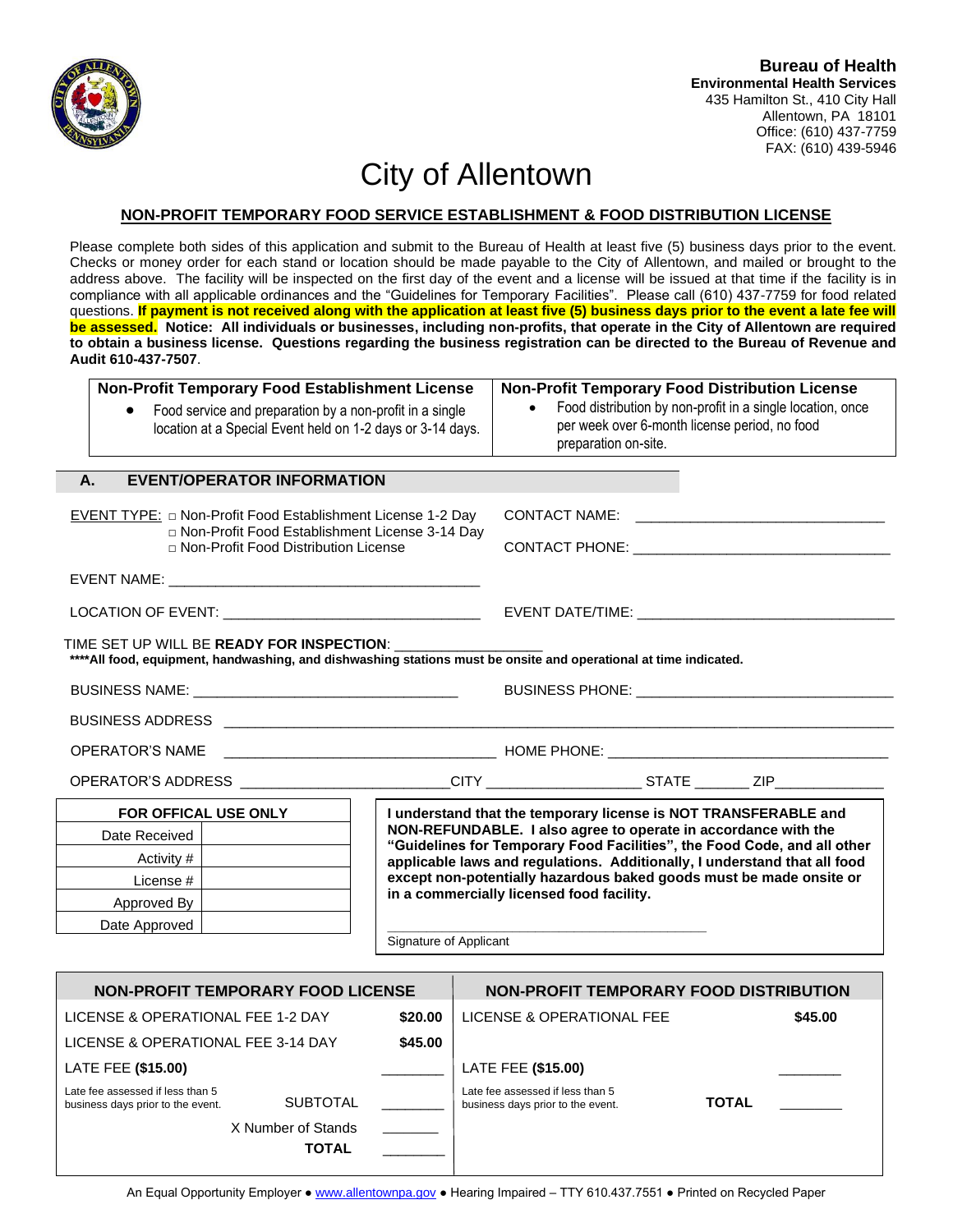**Bureau of Health**
**Environmental Health Services**
435 Hamilton St., 410 City Hall
Allentown, PA 18101
Office: (610) 437-7759
FAX: (610) 439-5946

# City of Allentown

## NON-PROFIT TEMPORARY FOOD SERVICE ESTABLISHMENT & FOOD DISTRIBUTION LICENSE

Please complete both sides of this application and submit to the Bureau of Health at least five (5) business days prior to the event. Checks or money order for each stand or location should be made payable to the City of Allentown, and mailed or brought to the address above. The facility will be inspected on the first day of the event and a license will be issued at that time if the facility is in compliance with all applicable ordinances and the "Guidelines for Temporary Facilities". Please call (610) 437-7759 for food related questions. **If payment is not received along with the application at least five (5) business days prior to the event a late fee will be assessed. Notice: All individuals or businesses, including non-profits, that operate in the City of Allentown are required to obtain a business license. Questions regarding the business registration can be directed to the Bureau of Revenue and Audit 610-437-7507**.

| Non-Profit Temporary Food Establishment License | Non-Profit Temporary Food Distribution License |
|---|---|
| • Food service and preparation by a non-profit in a single location at a Special Event held on 1-2 days or 3-14 days. | • Food distribution by non-profit in a single location, once per week over 6-month license period, no food preparation on-site. |

### A. EVENT/OPERATOR INFORMATION

EVENT TYPE: □ Non-Profit Food Establishment License 1-2 Day
□ Non-Profit Food Establishment License 3-14 Day
□ Non-Profit Food Distribution License

CONTACT NAME: ______________________________

CONTACT PHONE: ______________________________

EVENT NAME: ______________________________

LOCATION OF EVENT: ______________________________ EVENT DATE/TIME: ______________________________

TIME SET UP WILL BE **READY FOR INSPECTION**: ________________
**\*\*\*\*All food, equipment, handwashing, and dishwashing stations must be onsite and operational at time indicated.**

BUSINESS NAME: ______________________________ BUSINESS PHONE: ______________________________

BUSINESS ADDRESS ______________________________

OPERATOR'S NAME ______________________________ HOME PHONE: ______________________________

OPERATOR'S ADDRESS ____________________ CITY ________________ STATE ______ ZIP ____________

| FOR OFFICAL USE ONLY | |
|---|---|
| Date Received | |
| Activity # | |
| License # | |
| Approved By | |
| Date Approved | |

**I understand that the temporary license is NOT TRANSFERABLE and NON-REFUNDABLE. I also agree to operate in accordance with the "Guidelines for Temporary Food Facilities", the Food Code, and all other applicable laws and regulations. Additionally, I understand that all food except non-potentially hazardous baked goods must be made onsite or in a commercially licensed food facility.**

______________________________
Signature of Applicant

| NON-PROFIT TEMPORARY FOOD LICENSE | | NON-PROFIT TEMPORARY FOOD DISTRIBUTION | |
|---|---|---|---|
| LICENSE & OPERATIONAL FEE 1-2 DAY | **$20.00** | LICENSE & OPERATIONAL FEE | **$45.00** |
| LICENSE & OPERATIONAL FEE 3-14 DAY | **$45.00** | | |
| LATE FEE **($15.00)** | ________ | LATE FEE **($15.00)** | ________ |
| Late fee assessed if less than 5 business days prior to the event. SUBTOTAL | ________ | Late fee assessed if less than 5 business days prior to the event. **TOTAL** | ________ |
| X Number of Stands | ________ | | |
| **TOTAL** | ________ | | |

An Equal Opportunity Employer ● www.allentownpa.gov ● Hearing Impaired – TTY 610.437.7551 ● Printed on Recycled Paper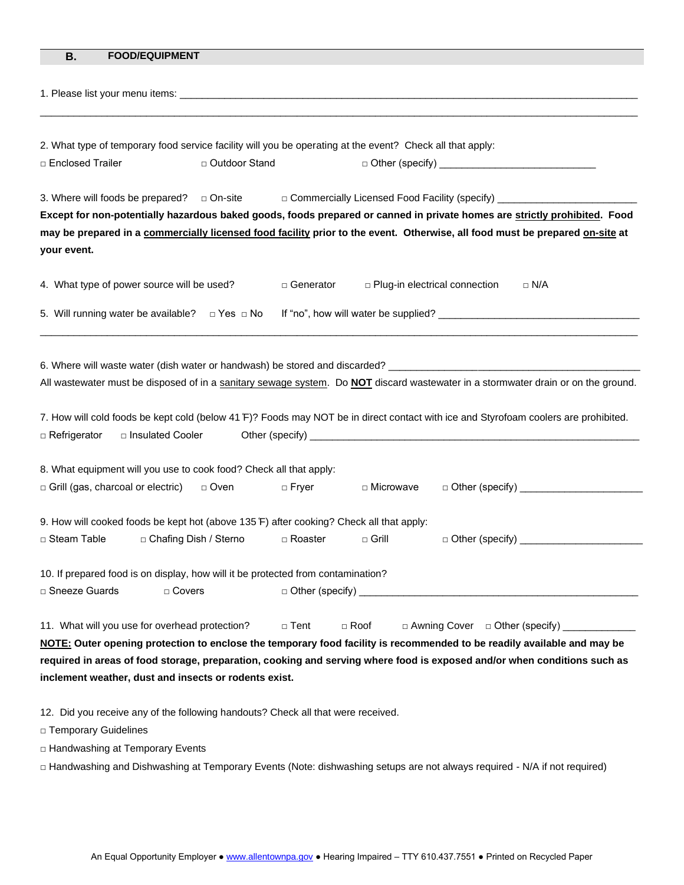## B. FOOD/EQUIPMENT

1. Please list your menu items: ______________________________________________________________________________

______________________________________________________________________________________________________________

2. What type of temporary food service facility will you be operating at the event? Check all that apply:

□ Enclosed Trailer □ Outdoor Stand □ Other (specify) ____________________________

3. Where will foods be prepared? □ On-site □ Commercially Licensed Food Facility (specify) ________________________

**Except for non-potentially hazardous baked goods, foods prepared or canned in private homes are strictly prohibited. Food may be prepared in a commercially licensed food facility prior to the event. Otherwise, all food must be prepared on-site at your event.**

4. What type of power source will be used? □ Generator □ Plug-in electrical connection □ N/A

5. Will running water be available? □ Yes □ No If "no", how will water be supplied? ____________________________________

______________________________________________________________________________________________________________

6. Where will waste water (dish water or handwash) be stored and discarded? ______________________________________________

All wastewater must be disposed of in a sanitary sewage system. Do **NOT** discard wastewater in a stormwater drain or on the ground.

7. How will cold foods be kept cold (below 41 ̊F)? Foods may NOT be in direct contact with ice and Styrofoam coolers are prohibited.

□ Refrigerator □ Insulated Cooler Other (specify) ____________________________________________________________

8. What equipment will you use to cook food? Check all that apply:

□ Grill (gas, charcoal or electric) □ Oven □ Fryer □ Microwave □ Other (specify) _____________________

9. How will cooked foods be kept hot (above 135 ̊F) after cooking? Check all that apply:

□ Steam Table □ Chafing Dish / Sterno □ Roaster □ Grill □ Other (specify) _____________________

10. If prepared food is on display, how will it be protected from contamination?

□ Sneeze Guards □ Covers □ Other (specify) ____________________________________________________

11. What will you use for overhead protection? □ Tent □ Roof □ Awning Cover □ Other (specify) _____________

**NOTE: Outer opening protection to enclose the temporary food facility is recommended to be readily available and may be required in areas of food storage, preparation, cooking and serving where food is exposed and/or when conditions such as inclement weather, dust and insects or rodents exist.**

12. Did you receive any of the following handouts? Check all that were received.

□ Temporary Guidelines

□ Handwashing at Temporary Events

□ Handwashing and Dishwashing at Temporary Events (Note: dishwashing setups are not always required - N/A if not required)

An Equal Opportunity Employer ● www.allentownpa.gov ● Hearing Impaired – TTY 610.437.7551 ● Printed on Recycled Paper